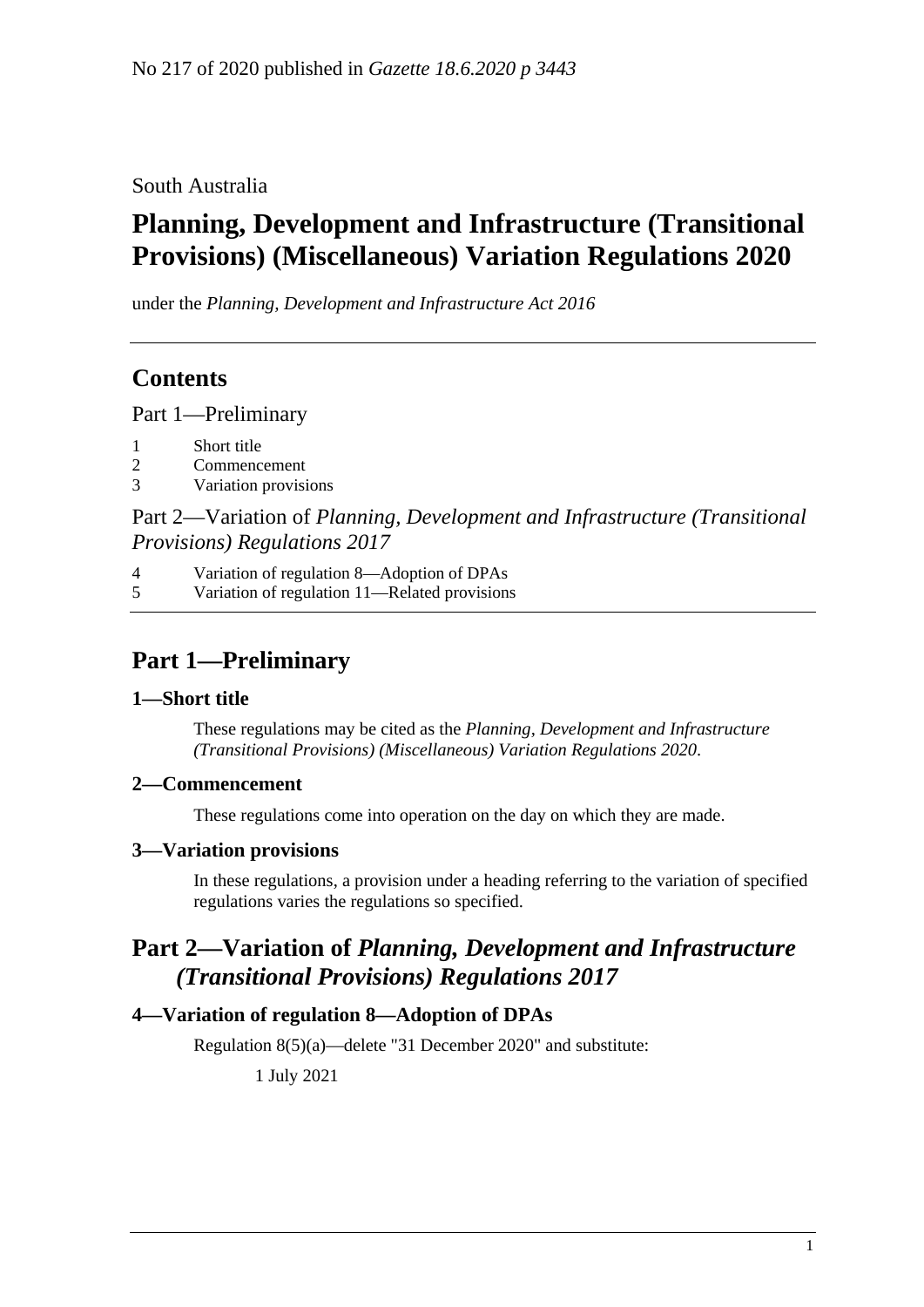No 217 of 2020 published in *Gazette 18.6.2020 p 3443*

South Australia

# Planning, Development and Infrastructure (Transitional Provisions) (Miscellaneous) Variation Regulations 2020

under the *Planning, Development and Infrastructure Act 2016*

## Contents

Part 1—Preliminary

1 Short title
2 Commencement
3 Variation provisions

Part 2—Variation of *Planning, Development and Infrastructure (Transitional Provisions) Regulations 2017*

4 Variation of regulation 8—Adoption of DPAs
5 Variation of regulation 11—Related provisions

## Part 1—Preliminary

### 1—Short title

These regulations may be cited as the *Planning, Development and Infrastructure (Transitional Provisions) (Miscellaneous) Variation Regulations 2020*.

### 2—Commencement

These regulations come into operation on the day on which they are made.

### 3—Variation provisions

In these regulations, a provision under a heading referring to the variation of specified regulations varies the regulations so specified.

## Part 2—Variation of *Planning, Development and Infrastructure (Transitional Provisions) Regulations 2017*

### 4—Variation of regulation 8—Adoption of DPAs

Regulation 8(5)(a)—delete "31 December 2020" and substitute:

1 July 2021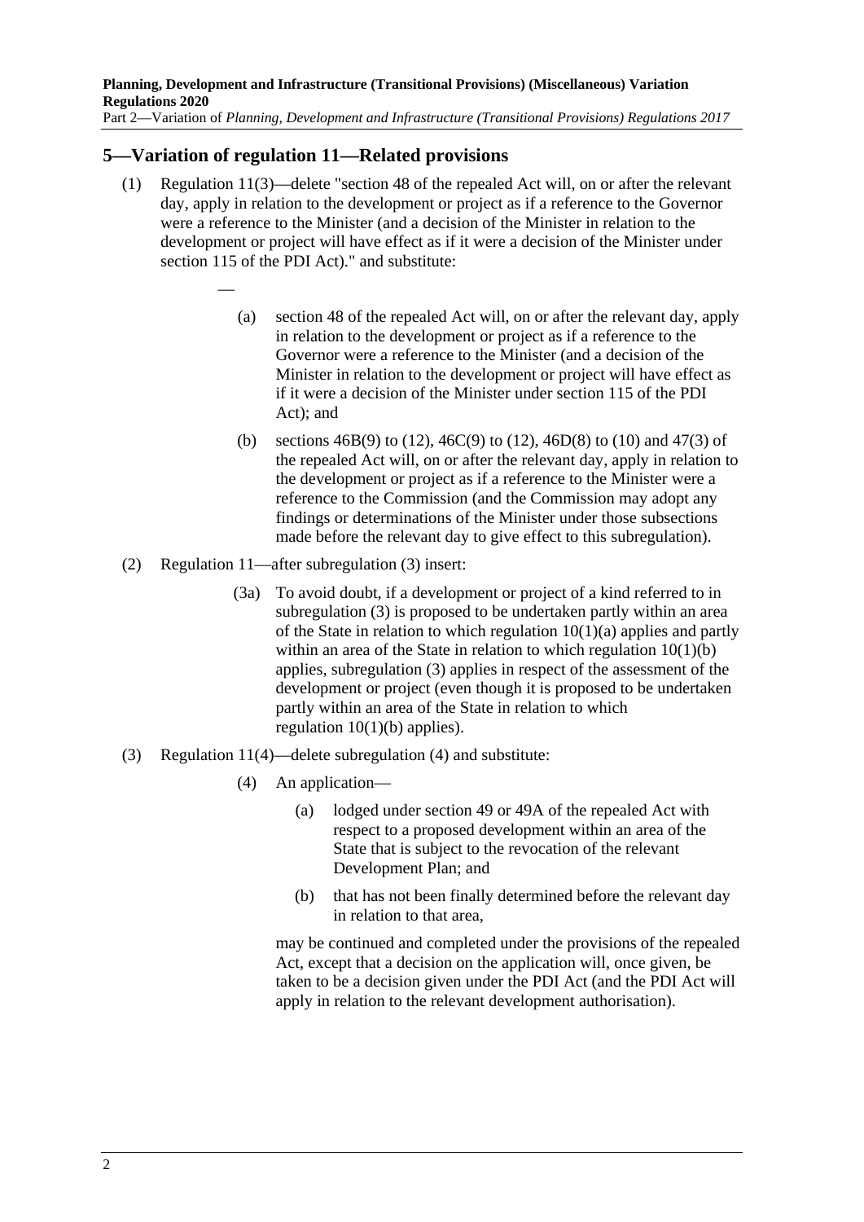## 5—Variation of regulation 11—Related provisions

(1) Regulation 11(3)—delete "section 48 of the repealed Act will, on or after the relevant day, apply in relation to the development or project as if a reference to the Governor were a reference to the Minister (and a decision of the Minister in relation to the development or project will have effect as if it were a decision of the Minister under section 115 of the PDI Act)." and substitute:

—

> (a) section 48 of the repealed Act will, on or after the relevant day, apply in relation to the development or project as if a reference to the Governor were a reference to the Minister (and a decision of the Minister in relation to the development or project will have effect as if it were a decision of the Minister under section 115 of the PDI Act); and
>
> (b) sections 46B(9) to (12), 46C(9) to (12), 46D(8) to (10) and 47(3) of the repealed Act will, on or after the relevant day, apply in relation to the development or project as if a reference to the Minister were a reference to the Commission (and the Commission may adopt any findings or determinations of the Minister under those subsections made before the relevant day to give effect to this subregulation).

(2) Regulation 11—after subregulation (3) insert:

> (3a) To avoid doubt, if a development or project of a kind referred to in subregulation (3) is proposed to be undertaken partly within an area of the State in relation to which regulation 10(1)(a) applies and partly within an area of the State in relation to which regulation 10(1)(b) applies, subregulation (3) applies in respect of the assessment of the development or project (even though it is proposed to be undertaken partly within an area of the State in relation to which regulation 10(1)(b) applies).

(3) Regulation 11(4)—delete subregulation (4) and substitute:

> (4) An application—
>
> (a) lodged under section 49 or 49A of the repealed Act with respect to a proposed development within an area of the State that is subject to the revocation of the relevant Development Plan; and
>
> (b) that has not been finally determined before the relevant day in relation to that area,
>
> may be continued and completed under the provisions of the repealed Act, except that a decision on the application will, once given, be taken to be a decision given under the PDI Act (and the PDI Act will apply in relation to the relevant development authorisation).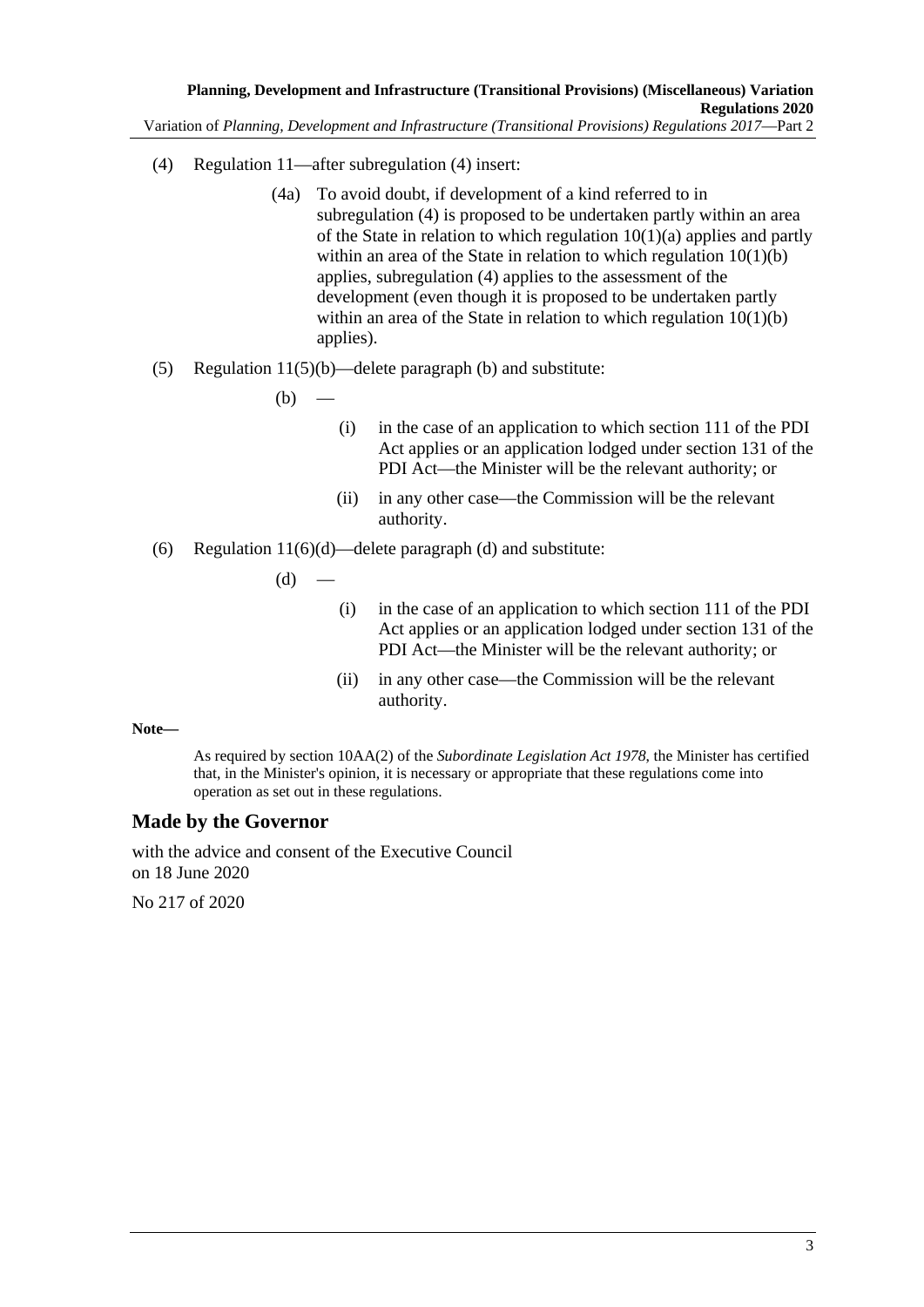(4) Regulation 11—after subregulation (4) insert:

> (4a) To avoid doubt, if development of a kind referred to in subregulation (4) is proposed to be undertaken partly within an area of the State in relation to which regulation 10(1)(a) applies and partly within an area of the State in relation to which regulation 10(1)(b) applies, subregulation (4) applies to the assessment of the development (even though it is proposed to be undertaken partly within an area of the State in relation to which regulation 10(1)(b) applies).

(5) Regulation 11(5)(b)—delete paragraph (b) and substitute:

> (b) —
>
> > (i) in the case of an application to which section 111 of the PDI Act applies or an application lodged under section 131 of the PDI Act—the Minister will be the relevant authority; or
> >
> > (ii) in any other case—the Commission will be the relevant authority.

(6) Regulation 11(6)(d)—delete paragraph (d) and substitute:

> (d) —
>
> > (i) in the case of an application to which section 111 of the PDI Act applies or an application lodged under section 131 of the PDI Act—the Minister will be the relevant authority; or
> >
> > (ii) in any other case—the Commission will be the relevant authority.

**Note—**

As required by section 10AA(2) of the *Subordinate Legislation Act 1978*, the Minister has certified that, in the Minister's opinion, it is necessary or appropriate that these regulations come into operation as set out in these regulations.

## Made by the Governor

with the advice and consent of the Executive Council on 18 June 2020

No 217 of 2020